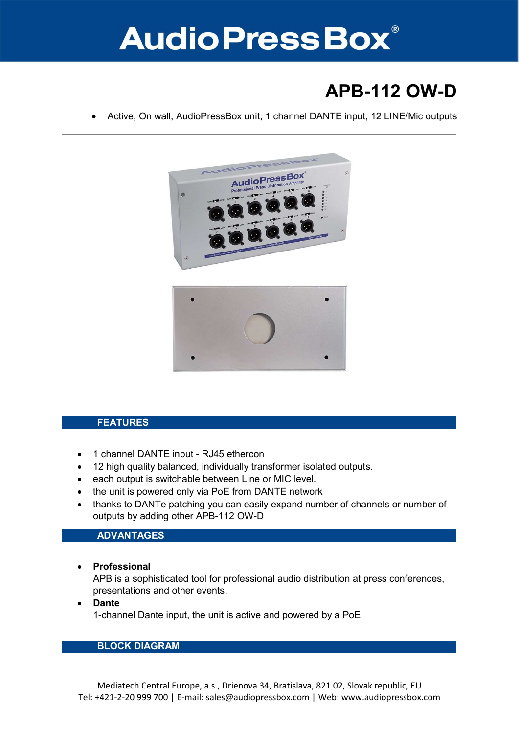# AudioPressBox®

## APB-112 OW-D

- Active, On wall, AudioPressBox unit, 1 channel DANTE input, 12 LINE/Mic outputs

## FEATURES

- 1 channel DANTE input - RJ45 ethercon
- 12 high quality balanced, individually transformer isolated outputs.
- each output is switchable between Line or MIC level.
- the unit is powered only via PoE from DANTE network
- thanks to DANTe patching you can easily expand number of channels or number of outputs by adding other APB-112 OW-D

## ADVANTAGES

- **Professional**
  APB is a sophisticated tool for professional audio distribution at press conferences, presentations and other events.
- **Dante**
  1-channel Dante input, the unit is active and powered by a PoE

## BLOCK DIAGRAM

Mediatech Central Europe, a.s., Drienova 34, Bratislava, 821 02, Slovak republic, EU
Tel: +421-2-20 999 700 | E-mail: sales@audiopressbox.com | Web: www.audiopressbox.com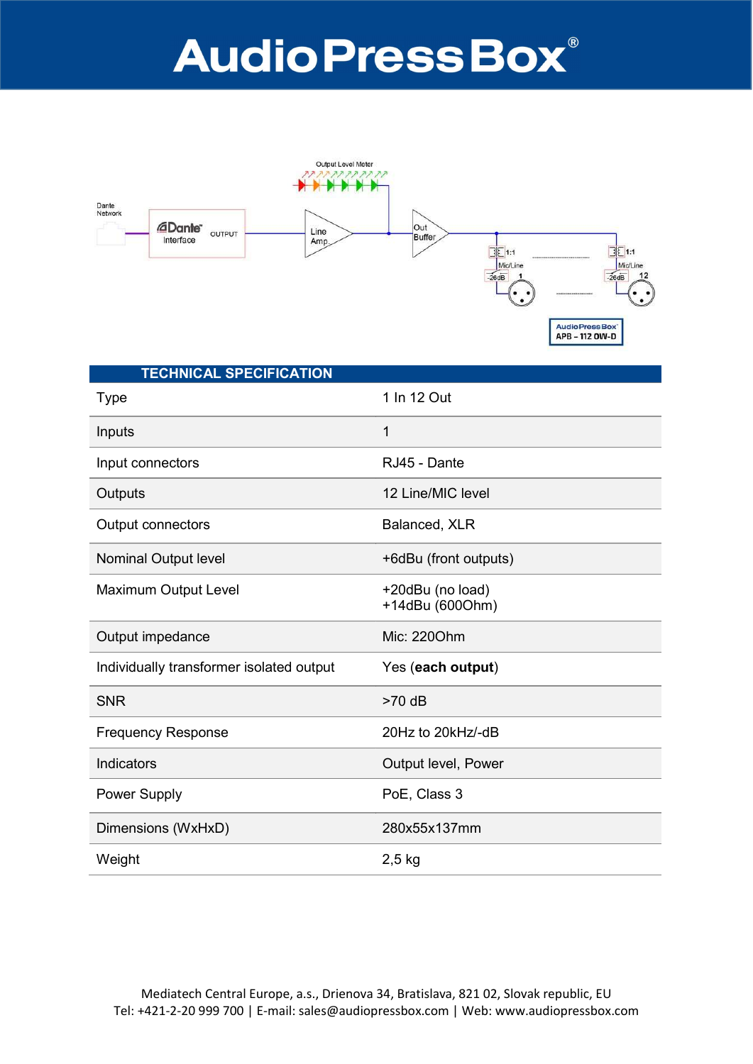# AudioPressBox®

Dante Network

Dante Interface OUTPUT

Output Level Meter

Line Amp.

Out Buffer

1:1

Mic/Line

-26dB

1

12

AudioPressBox APB – 112 OW-D

| TECHNICAL SPECIFICATION | |
|---|---|
| Type | 1 In 12 Out |
| Inputs | 1 |
| Input connectors | RJ45 - Dante |
| Outputs | 12 Line/MIC level |
| Output connectors | Balanced, XLR |
| Nominal Output level | +6dBu (front outputs) |
| Maximum Output Level | +20dBu (no load)<br>+14dBu (600Ohm) |
| Output impedance | Mic: 220Ohm |
| Individually transformer isolated output | Yes (**each output**) |
| SNR | >70 dB |
| Frequency Response | 20Hz to 20kHz/-dB |
| Indicators | Output level, Power |
| Power Supply | PoE, Class 3 |
| Dimensions (WxHxD) | 280x55x137mm |
| Weight | 2,5 kg |

Mediatech Central Europe, a.s., Drienova 34, Bratislava, 821 02, Slovak republic, EU
Tel: +421-2-20 999 700 | E-mail: sales@audiopressbox.com | Web: www.audiopressbox.com